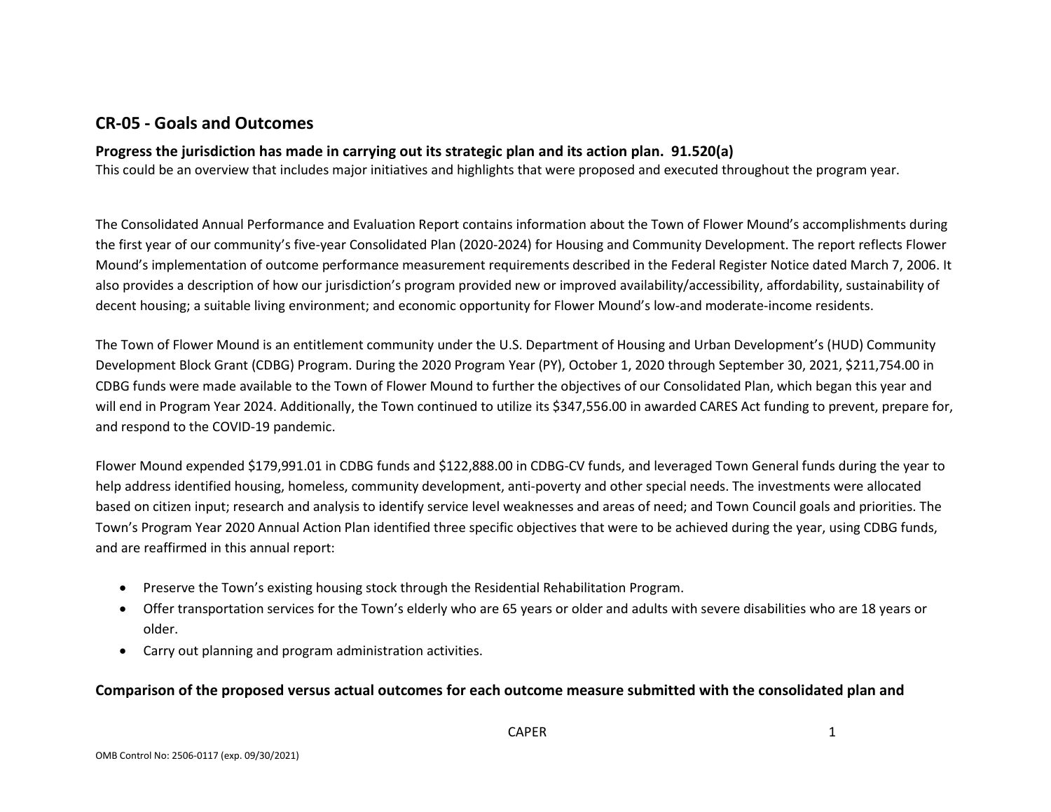## CR-05 - Goals and Outcomes

**Progress the jurisdiction has made in carrying out its strategic plan and its action plan. 91.520(a)**

This could be an overview that includes major initiatives and highlights that were proposed and executed throughout the program year.

The Consolidated Annual Performance and Evaluation Report contains information about the Town of Flower Mound's accomplishments during the first year of our community's five-year Consolidated Plan (2020-2024) for Housing and Community Development. The report reflects Flower Mound's implementation of outcome performance measurement requirements described in the Federal Register Notice dated March 7, 2006. It also provides a description of how our jurisdiction's program provided new or improved availability/accessibility, affordability, sustainability of decent housing; a suitable living environment; and economic opportunity for Flower Mound's low-and moderate-income residents.

The Town of Flower Mound is an entitlement community under the U.S. Department of Housing and Urban Development's (HUD) Community Development Block Grant (CDBG) Program. During the 2020 Program Year (PY), October 1, 2020 through September 30, 2021, $211,754.00 in CDBG funds were made available to the Town of Flower Mound to further the objectives of our Consolidated Plan, which began this year and will end in Program Year 2024. Additionally, the Town continued to utilize its $347,556.00 in awarded CARES Act funding to prevent, prepare for, and respond to the COVID-19 pandemic.

Flower Mound expended $179,991.01 in CDBG funds and $122,888.00 in CDBG-CV funds, and leveraged Town General funds during the year to help address identified housing, homeless, community development, anti-poverty and other special needs. The investments were allocated based on citizen input; research and analysis to identify service level weaknesses and areas of need; and Town Council goals and priorities. The Town's Program Year 2020 Annual Action Plan identified three specific objectives that were to be achieved during the year, using CDBG funds, and are reaffirmed in this annual report:

- Preserve the Town's existing housing stock through the Residential Rehabilitation Program.
- Offer transportation services for the Town's elderly who are 65 years or older and adults with severe disabilities who are 18 years or older.
- Carry out planning and program administration activities.

**Comparison of the proposed versus actual outcomes for each outcome measure submitted with the consolidated plan and**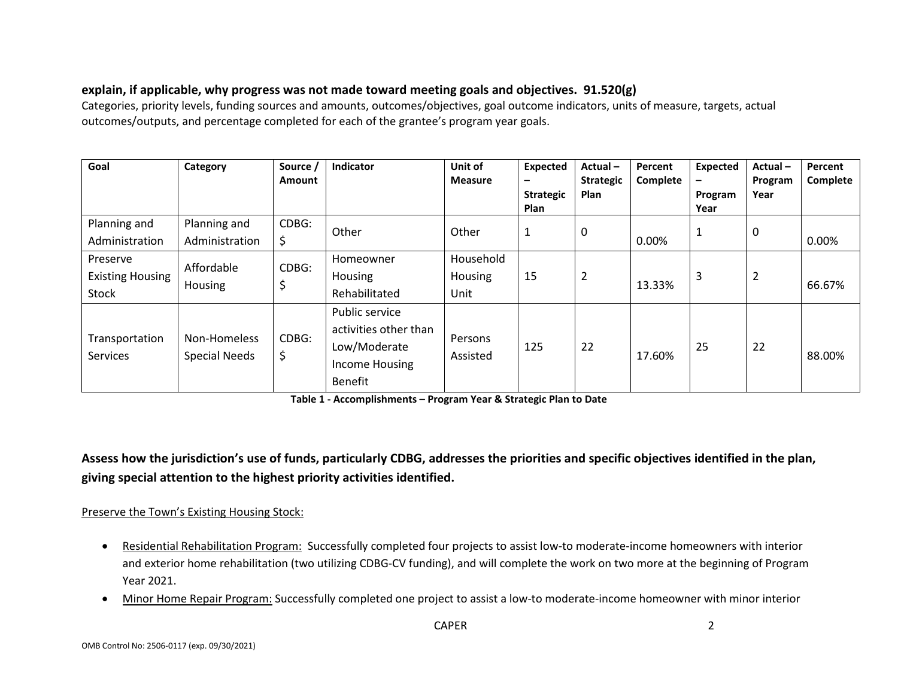**explain, if applicable, why progress was not made toward meeting goals and objectives. 91.520(g)**

Categories, priority levels, funding sources and amounts, outcomes/objectives, goal outcome indicators, units of measure, targets, actual outcomes/outputs, and percentage completed for each of the grantee's program year goals.

| Goal | Category | Source / Amount | Indicator | Unit of Measure | Expected – Strategic Plan | Actual – Strategic Plan | Percent Complete | Expected – Program Year | Actual – Program Year | Percent Complete |
|---|---|---|---|---|---|---|---|---|---|---|
| Planning and Administration | Planning and Administration | CDBG: $ | Other | Other | 1 | 0 | 0.00% | 1 | 0 | 0.00% |
| Preserve Existing Housing Stock | Affordable Housing | CDBG: $ | Homeowner Housing Rehabilitated | Household Housing Unit | 15 | 2 | 13.33% | 3 | 2 | 66.67% |
| Transportation Services | Non-Homeless Special Needs | CDBG: $ | Public service activities other than Low/Moderate Income Housing Benefit | Persons Assisted | 125 | 22 | 17.60% | 25 | 22 | 88.00% |

**Table 1 - Accomplishments – Program Year & Strategic Plan to Date**

## Assess how the jurisdiction's use of funds, particularly CDBG, addresses the priorities and specific objectives identified in the plan, giving special attention to the highest priority activities identified.

Preserve the Town's Existing Housing Stock:

- Residential Rehabilitation Program: Successfully completed four projects to assist low-to moderate-income homeowners with interior and exterior home rehabilitation (two utilizing CDBG-CV funding), and will complete the work on two more at the beginning of Program Year 2021.
- Minor Home Repair Program: Successfully completed one project to assist a low-to moderate-income homeowner with minor interior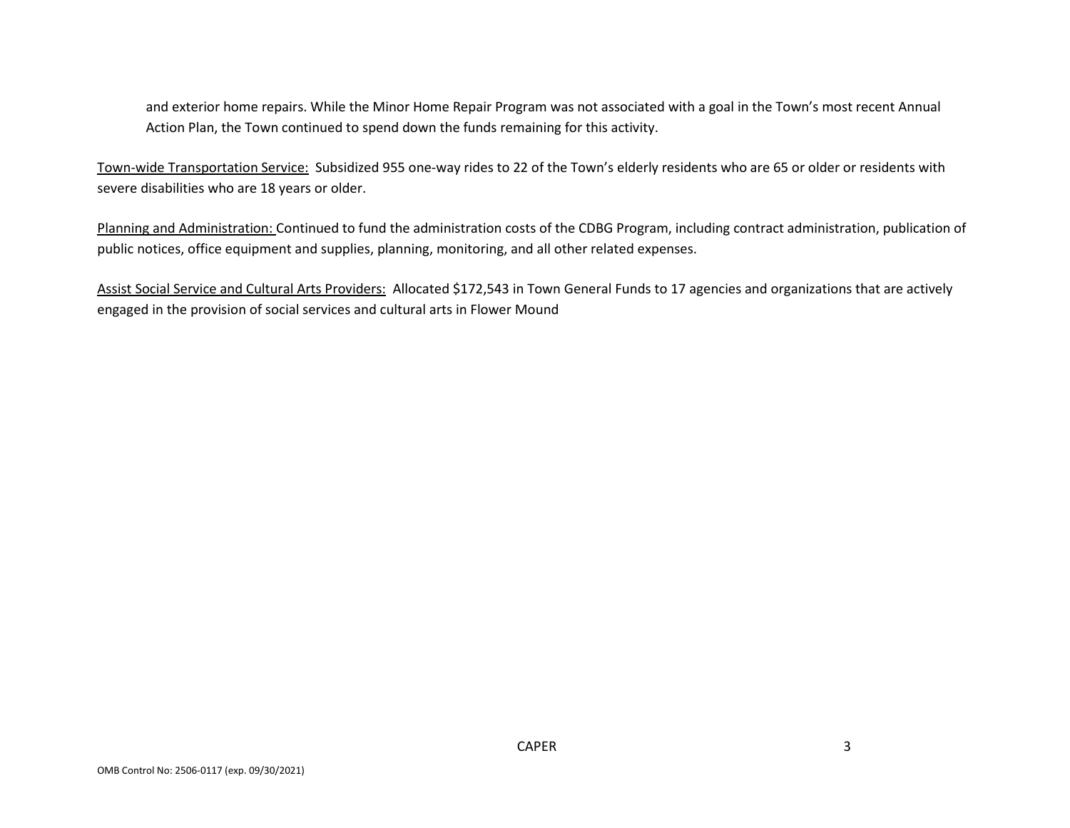and exterior home repairs. While the Minor Home Repair Program was not associated with a goal in the Town's most recent Annual Action Plan, the Town continued to spend down the funds remaining for this activity.

<u>Town-wide Transportation Service:</u> Subsidized 955 one-way rides to 22 of the Town's elderly residents who are 65 or older or residents with severe disabilities who are 18 years or older.

<u>Planning and Administration:</u> Continued to fund the administration costs of the CDBG Program, including contract administration, publication of public notices, office equipment and supplies, planning, monitoring, and all other related expenses.

<u>Assist Social Service and Cultural Arts Providers:</u> Allocated $172,543 in Town General Funds to 17 agencies and organizations that are actively engaged in the provision of social services and cultural arts in Flower Mound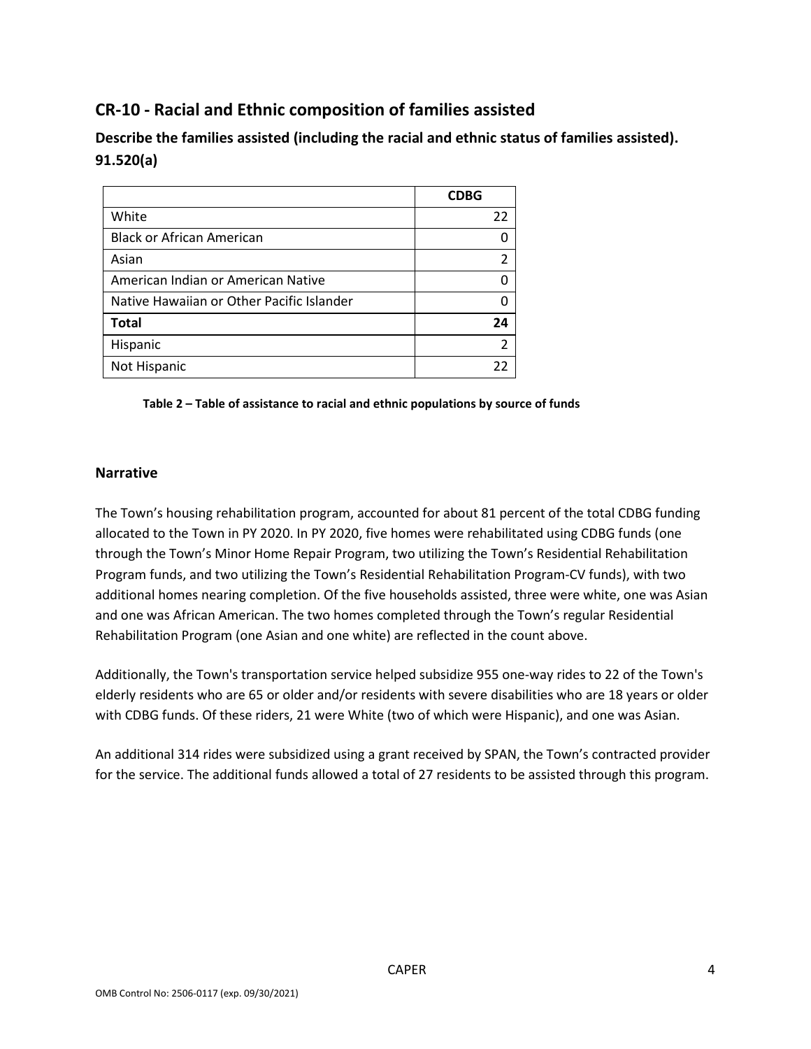## CR-10 - Racial and Ethnic composition of families assisted

### Describe the families assisted (including the racial and ethnic status of families assisted). 91.520(a)

| | CDBG |
|---|---|
| White | 22 |
| Black or African American | 0 |
| Asian | 2 |
| American Indian or American Native | 0 |
| Native Hawaiian or Other Pacific Islander | 0 |
| **Total** | **24** |
| Hispanic | 2 |
| Not Hispanic | 22 |

**Table 2 – Table of assistance to racial and ethnic populations by source of funds**

### Narrative

The Town's housing rehabilitation program, accounted for about 81 percent of the total CDBG funding allocated to the Town in PY 2020. In PY 2020, five homes were rehabilitated using CDBG funds (one through the Town's Minor Home Repair Program, two utilizing the Town's Residential Rehabilitation Program funds, and two utilizing the Town's Residential Rehabilitation Program-CV funds), with two additional homes nearing completion. Of the five households assisted, three were white, one was Asian and one was African American. The two homes completed through the Town's regular Residential Rehabilitation Program (one Asian and one white) are reflected in the count above.

Additionally, the Town's transportation service helped subsidize 955 one-way rides to 22 of the Town's elderly residents who are 65 or older and/or residents with severe disabilities who are 18 years or older with CDBG funds. Of these riders, 21 were White (two of which were Hispanic), and one was Asian.

An additional 314 rides were subsidized using a grant received by SPAN, the Town's contracted provider for the service. The additional funds allowed a total of 27 residents to be assisted through this program.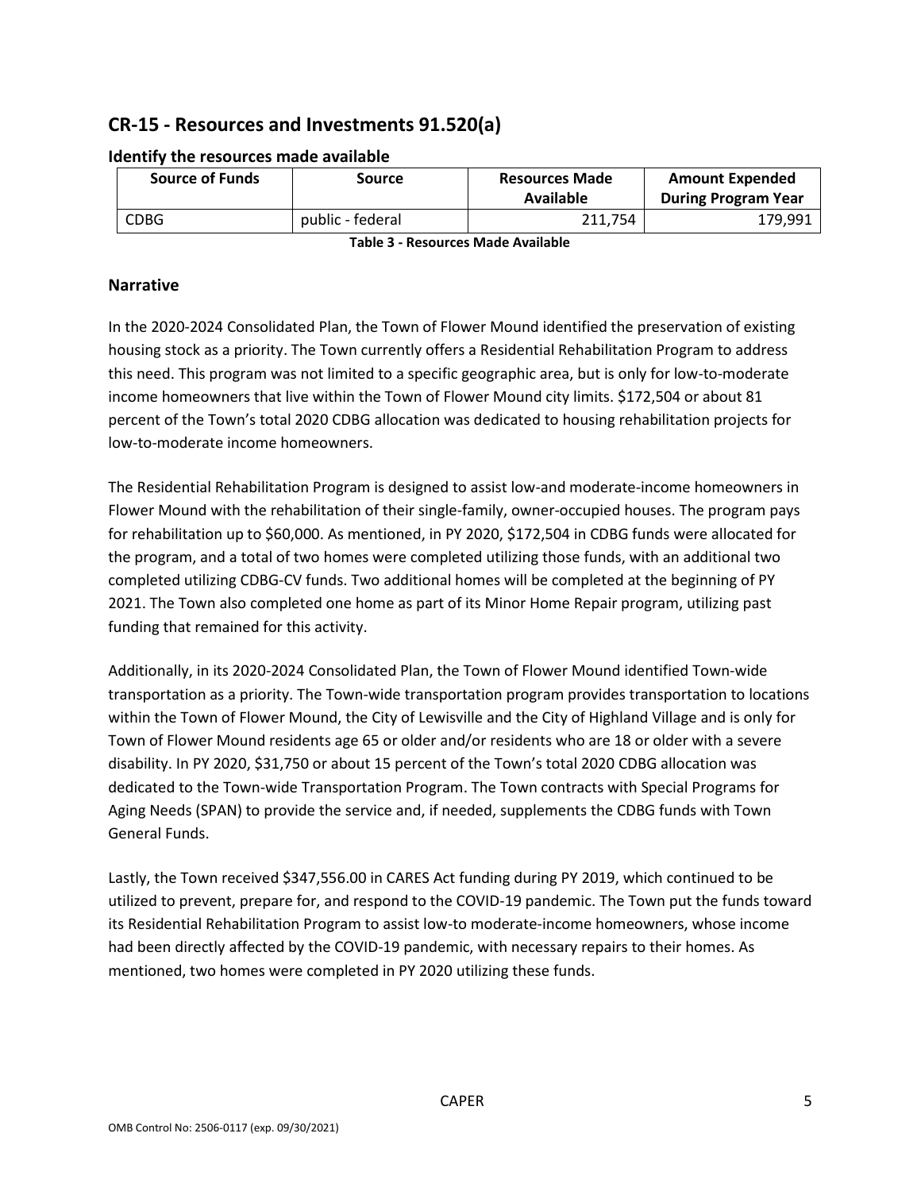## CR-15 - Resources and Investments 91.520(a)

### Identify the resources made available

| Source of Funds | Source | Resources Made Available | Amount Expended During Program Year |
|---|---|---|---|
| CDBG | public - federal | 211,754 | 179,991 |

**Table 3 - Resources Made Available**

### Narrative

In the 2020-2024 Consolidated Plan, the Town of Flower Mound identified the preservation of existing housing stock as a priority. The Town currently offers a Residential Rehabilitation Program to address this need. This program was not limited to a specific geographic area, but is only for low-to-moderate income homeowners that live within the Town of Flower Mound city limits. $172,504 or about 81 percent of the Town's total 2020 CDBG allocation was dedicated to housing rehabilitation projects for low-to-moderate income homeowners.

The Residential Rehabilitation Program is designed to assist low-and moderate-income homeowners in Flower Mound with the rehabilitation of their single-family, owner-occupied houses. The program pays for rehabilitation up to $60,000. As mentioned, in PY 2020, $172,504 in CDBG funds were allocated for the program, and a total of two homes were completed utilizing those funds, with an additional two completed utilizing CDBG-CV funds. Two additional homes will be completed at the beginning of PY 2021. The Town also completed one home as part of its Minor Home Repair program, utilizing past funding that remained for this activity.

Additionally, in its 2020-2024 Consolidated Plan, the Town of Flower Mound identified Town-wide transportation as a priority. The Town-wide transportation program provides transportation to locations within the Town of Flower Mound, the City of Lewisville and the City of Highland Village and is only for Town of Flower Mound residents age 65 or older and/or residents who are 18 or older with a severe disability. In PY 2020, $31,750 or about 15 percent of the Town's total 2020 CDBG allocation was dedicated to the Town-wide Transportation Program. The Town contracts with Special Programs for Aging Needs (SPAN) to provide the service and, if needed, supplements the CDBG funds with Town General Funds.

Lastly, the Town received $347,556.00 in CARES Act funding during PY 2019, which continued to be utilized to prevent, prepare for, and respond to the COVID-19 pandemic. The Town put the funds toward its Residential Rehabilitation Program to assist low-to moderate-income homeowners, whose income had been directly affected by the COVID-19 pandemic, with necessary repairs to their homes. As mentioned, two homes were completed in PY 2020 utilizing these funds.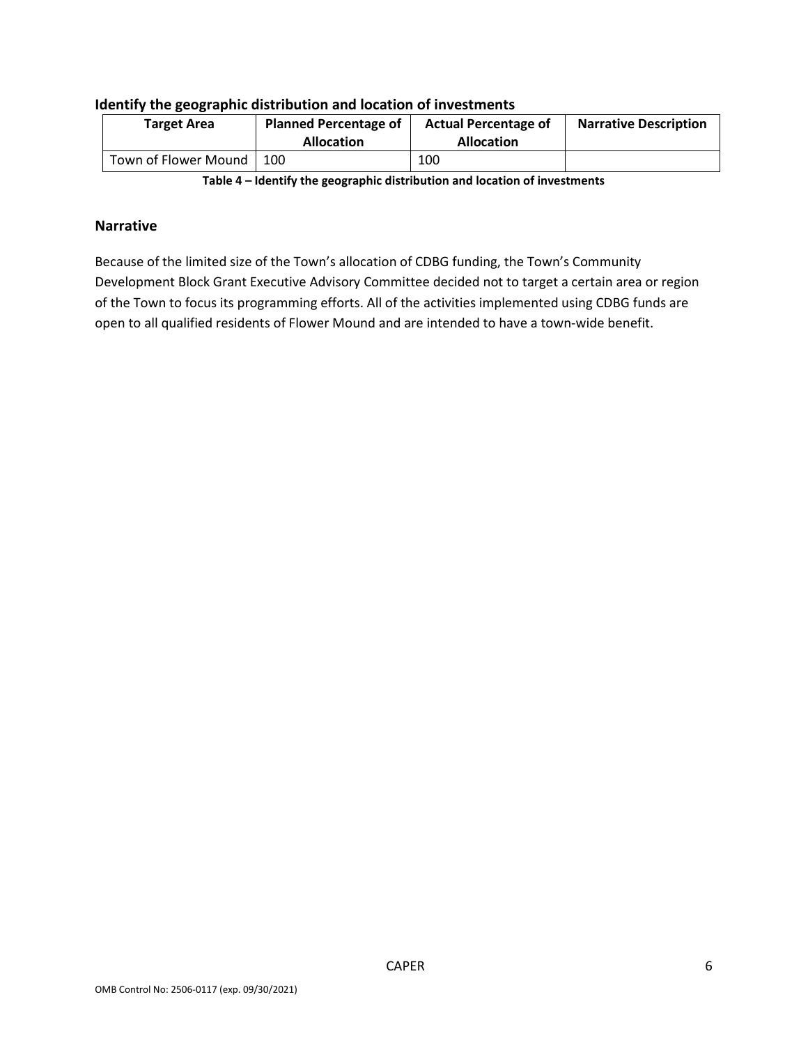## Identify the geographic distribution and location of investments

| Target Area | Planned Percentage of Allocation | Actual Percentage of Allocation | Narrative Description |
|---|---|---|---|
| Town of Flower Mound | 100 | 100 | |

**Table 4 – Identify the geographic distribution and location of investments**

## Narrative

Because of the limited size of the Town's allocation of CDBG funding, the Town's Community Development Block Grant Executive Advisory Committee decided not to target a certain area or region of the Town to focus its programming efforts. All of the activities implemented using CDBG funds are open to all qualified residents of Flower Mound and are intended to have a town-wide benefit.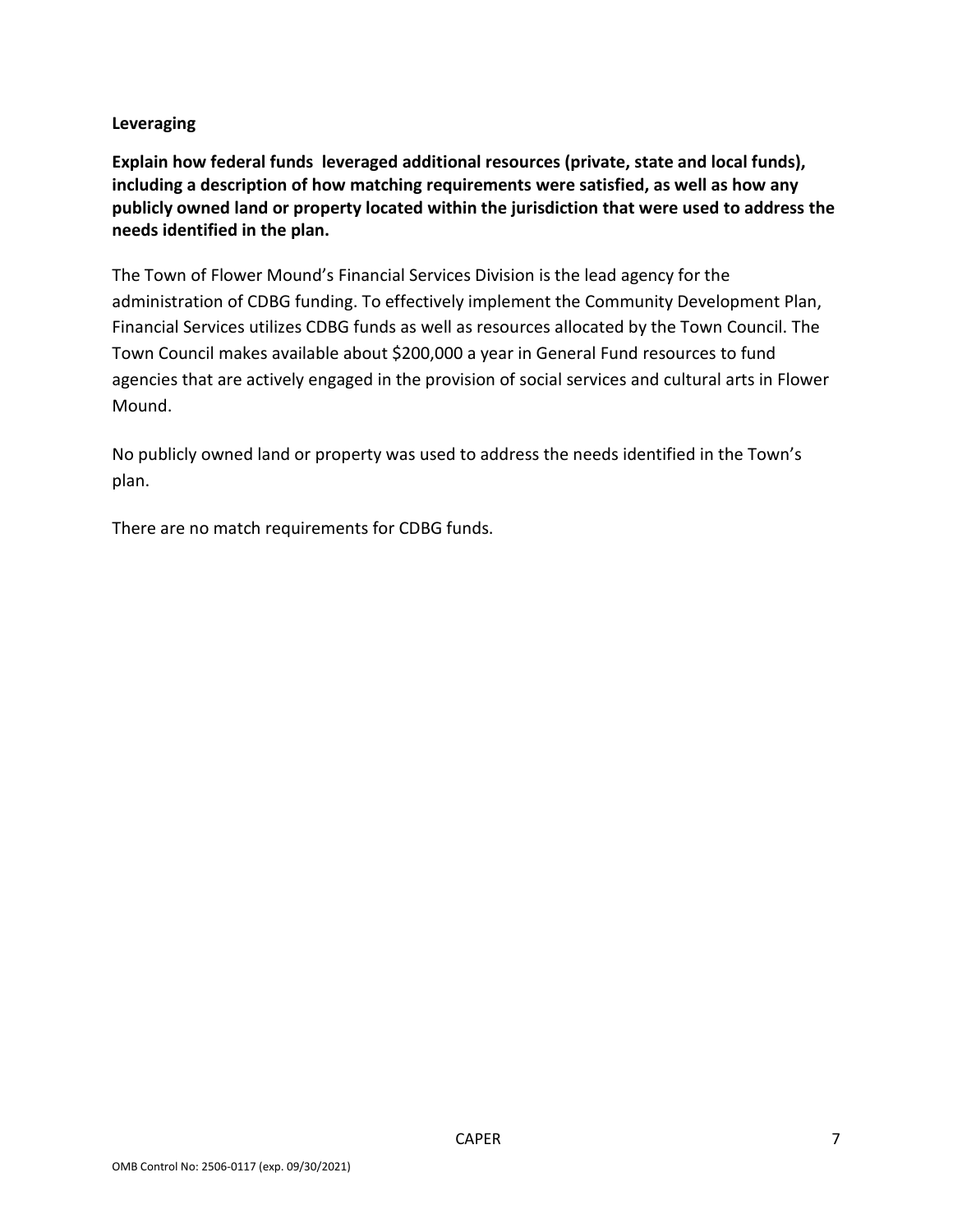**Leveraging**

**Explain how federal funds leveraged additional resources (private, state and local funds), including a description of how matching requirements were satisfied, as well as how any publicly owned land or property located within the jurisdiction that were used to address the needs identified in the plan.**

The Town of Flower Mound's Financial Services Division is the lead agency for the administration of CDBG funding. To effectively implement the Community Development Plan, Financial Services utilizes CDBG funds as well as resources allocated by the Town Council. The Town Council makes available about $200,000 a year in General Fund resources to fund agencies that are actively engaged in the provision of social services and cultural arts in Flower Mound.

No publicly owned land or property was used to address the needs identified in the Town's plan.

There are no match requirements for CDBG funds.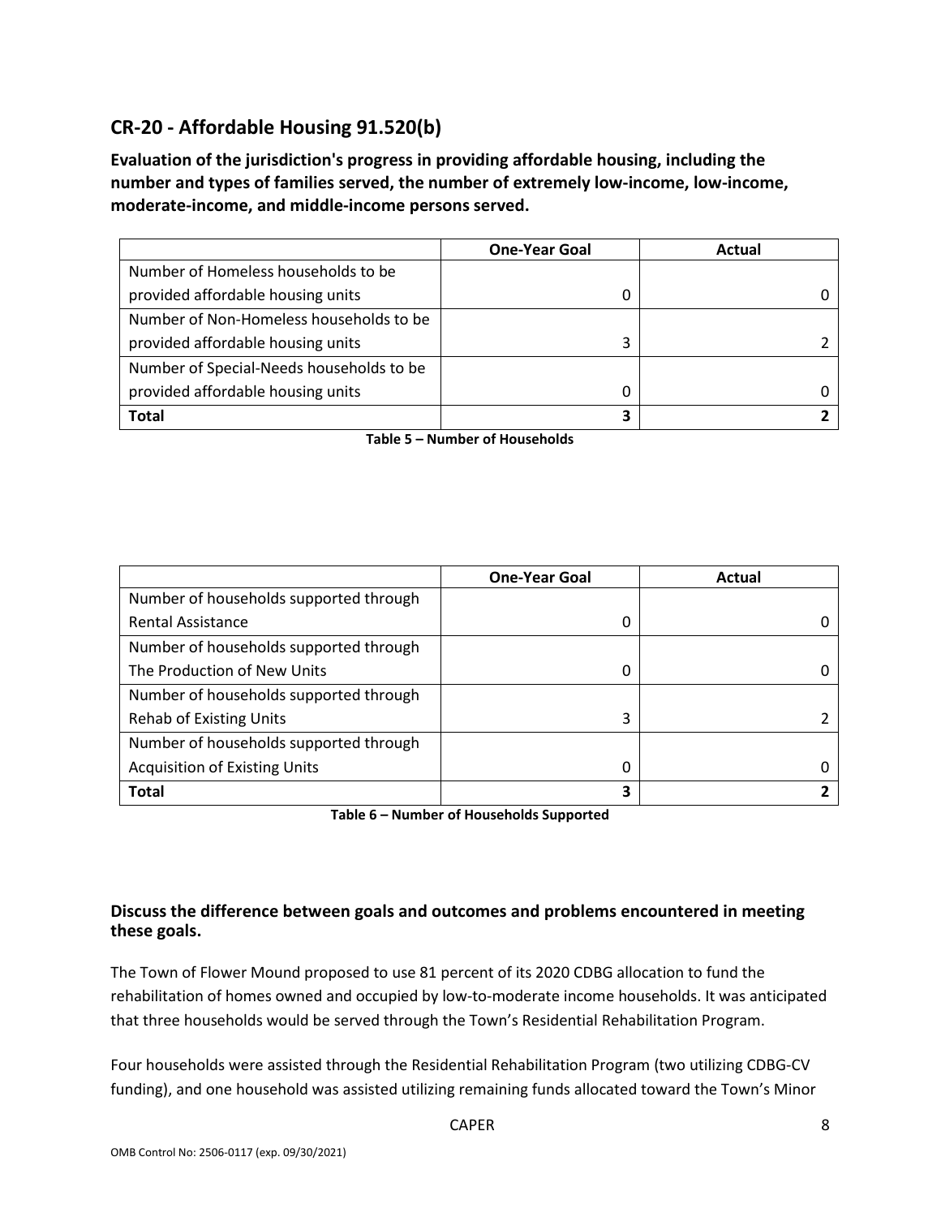## CR-20 - Affordable Housing 91.520(b)

**Evaluation of the jurisdiction's progress in providing affordable housing, including the number and types of families served, the number of extremely low-income, low-income, moderate-income, and middle-income persons served.**

| | One-Year Goal | Actual |
|---|---|---|
| Number of Homeless households to be provided affordable housing units | 0 | 0 |
| Number of Non-Homeless households to be provided affordable housing units | 3 | 2 |
| Number of Special-Needs households to be provided affordable housing units | 0 | 0 |
| **Total** | **3** | **2** |

**Table 5 – Number of Households**

| | One-Year Goal | Actual |
|---|---|---|
| Number of households supported through Rental Assistance | 0 | 0 |
| Number of households supported through The Production of New Units | 0 | 0 |
| Number of households supported through Rehab of Existing Units | 3 | 2 |
| Number of households supported through Acquisition of Existing Units | 0 | 0 |
| **Total** | **3** | **2** |

**Table 6 – Number of Households Supported**

### Discuss the difference between goals and outcomes and problems encountered in meeting these goals.

The Town of Flower Mound proposed to use 81 percent of its 2020 CDBG allocation to fund the rehabilitation of homes owned and occupied by low-to-moderate income households. It was anticipated that three households would be served through the Town's Residential Rehabilitation Program.

Four households were assisted through the Residential Rehabilitation Program (two utilizing CDBG-CV funding), and one household was assisted utilizing remaining funds allocated toward the Town's Minor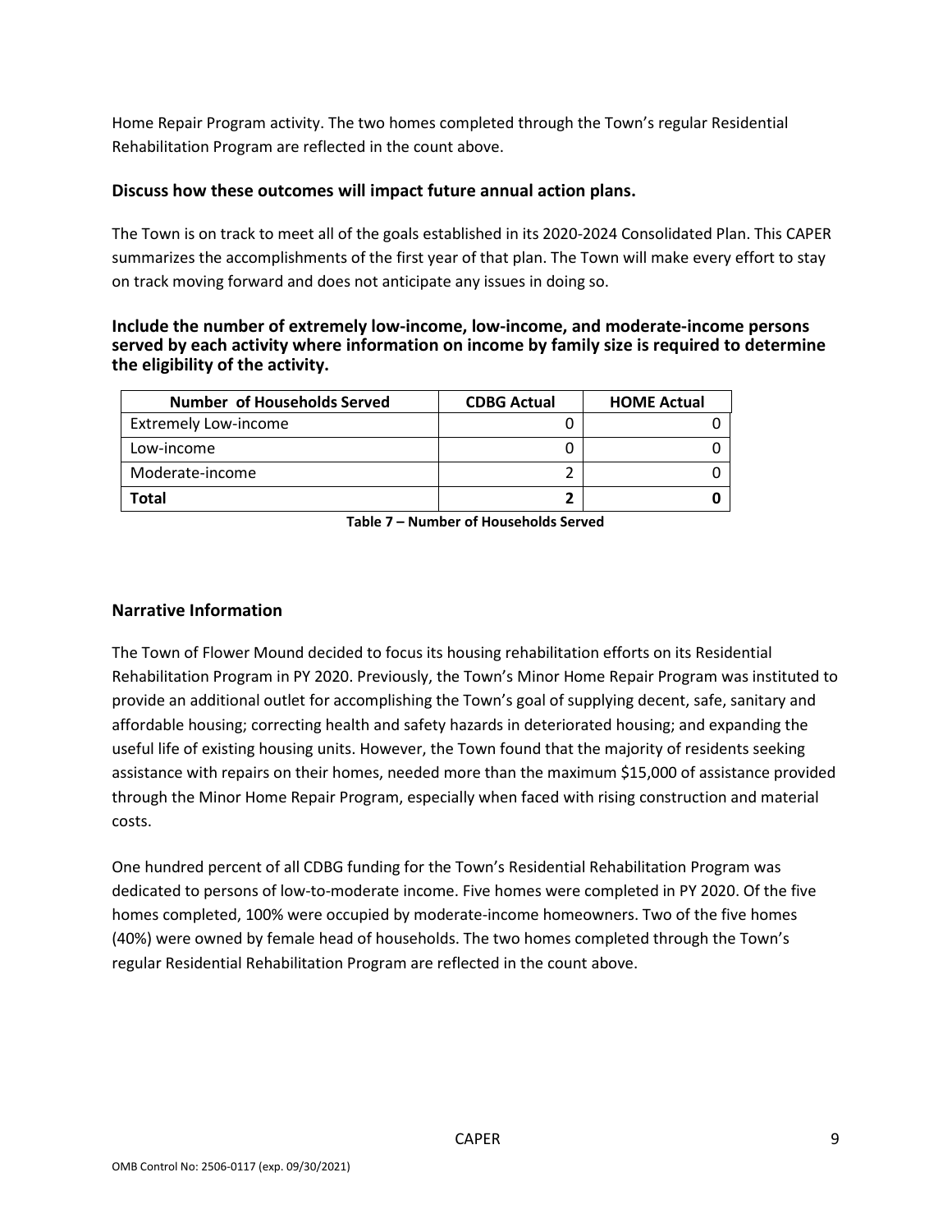Home Repair Program activity. The two homes completed through the Town's regular Residential Rehabilitation Program are reflected in the count above.

### Discuss how these outcomes will impact future annual action plans.

The Town is on track to meet all of the goals established in its 2020-2024 Consolidated Plan. This CAPER summarizes the accomplishments of the first year of that plan. The Town will make every effort to stay on track moving forward and does not anticipate any issues in doing so.

### Include the number of extremely low-income, low-income, and moderate-income persons served by each activity where information on income by family size is required to determine the eligibility of the activity.

| Number of Households Served | CDBG Actual | HOME Actual |
|---|---|---|
| Extremely Low-income | 0 | 0 |
| Low-income | 0 | 0 |
| Moderate-income | 2 | 0 |
| **Total** | **2** | **0** |

**Table 7 – Number of Households Served**

## Narrative Information

The Town of Flower Mound decided to focus its housing rehabilitation efforts on its Residential Rehabilitation Program in PY 2020. Previously, the Town's Minor Home Repair Program was instituted to provide an additional outlet for accomplishing the Town's goal of supplying decent, safe, sanitary and affordable housing; correcting health and safety hazards in deteriorated housing; and expanding the useful life of existing housing units. However, the Town found that the majority of residents seeking assistance with repairs on their homes, needed more than the maximum $15,000 of assistance provided through the Minor Home Repair Program, especially when faced with rising construction and material costs.

One hundred percent of all CDBG funding for the Town's Residential Rehabilitation Program was dedicated to persons of low-to-moderate income. Five homes were completed in PY 2020. Of the five homes completed, 100% were occupied by moderate-income homeowners. Two of the five homes (40%) were owned by female head of households. The two homes completed through the Town's regular Residential Rehabilitation Program are reflected in the count above.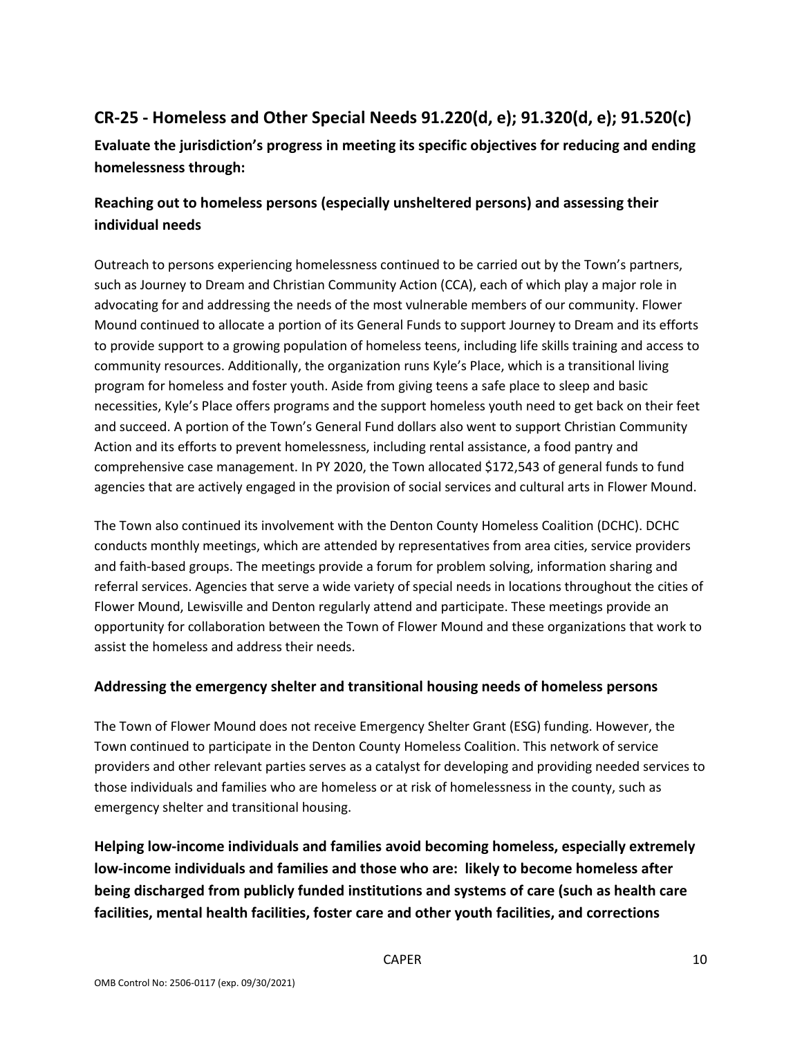## CR-25 - Homeless and Other Special Needs 91.220(d, e); 91.320(d, e); 91.520(c)

**Evaluate the jurisdiction's progress in meeting its specific objectives for reducing and ending homelessness through:**

### Reaching out to homeless persons (especially unsheltered persons) and assessing their individual needs

Outreach to persons experiencing homelessness continued to be carried out by the Town's partners, such as Journey to Dream and Christian Community Action (CCA), each of which play a major role in advocating for and addressing the needs of the most vulnerable members of our community. Flower Mound continued to allocate a portion of its General Funds to support Journey to Dream and its efforts to provide support to a growing population of homeless teens, including life skills training and access to community resources. Additionally, the organization runs Kyle's Place, which is a transitional living program for homeless and foster youth. Aside from giving teens a safe place to sleep and basic necessities, Kyle's Place offers programs and the support homeless youth need to get back on their feet and succeed. A portion of the Town's General Fund dollars also went to support Christian Community Action and its efforts to prevent homelessness, including rental assistance, a food pantry and comprehensive case management. In PY 2020, the Town allocated $172,543 of general funds to fund agencies that are actively engaged in the provision of social services and cultural arts in Flower Mound.

The Town also continued its involvement with the Denton County Homeless Coalition (DCHC). DCHC conducts monthly meetings, which are attended by representatives from area cities, service providers and faith-based groups. The meetings provide a forum for problem solving, information sharing and referral services. Agencies that serve a wide variety of special needs in locations throughout the cities of Flower Mound, Lewisville and Denton regularly attend and participate. These meetings provide an opportunity for collaboration between the Town of Flower Mound and these organizations that work to assist the homeless and address their needs.

### Addressing the emergency shelter and transitional housing needs of homeless persons

The Town of Flower Mound does not receive Emergency Shelter Grant (ESG) funding. However, the Town continued to participate in the Denton County Homeless Coalition. This network of service providers and other relevant parties serves as a catalyst for developing and providing needed services to those individuals and families who are homeless or at risk of homelessness in the county, such as emergency shelter and transitional housing.

**Helping low-income individuals and families avoid becoming homeless, especially extremely low-income individuals and families and those who are: likely to become homeless after being discharged from publicly funded institutions and systems of care (such as health care facilities, mental health facilities, foster care and other youth facilities, and corrections**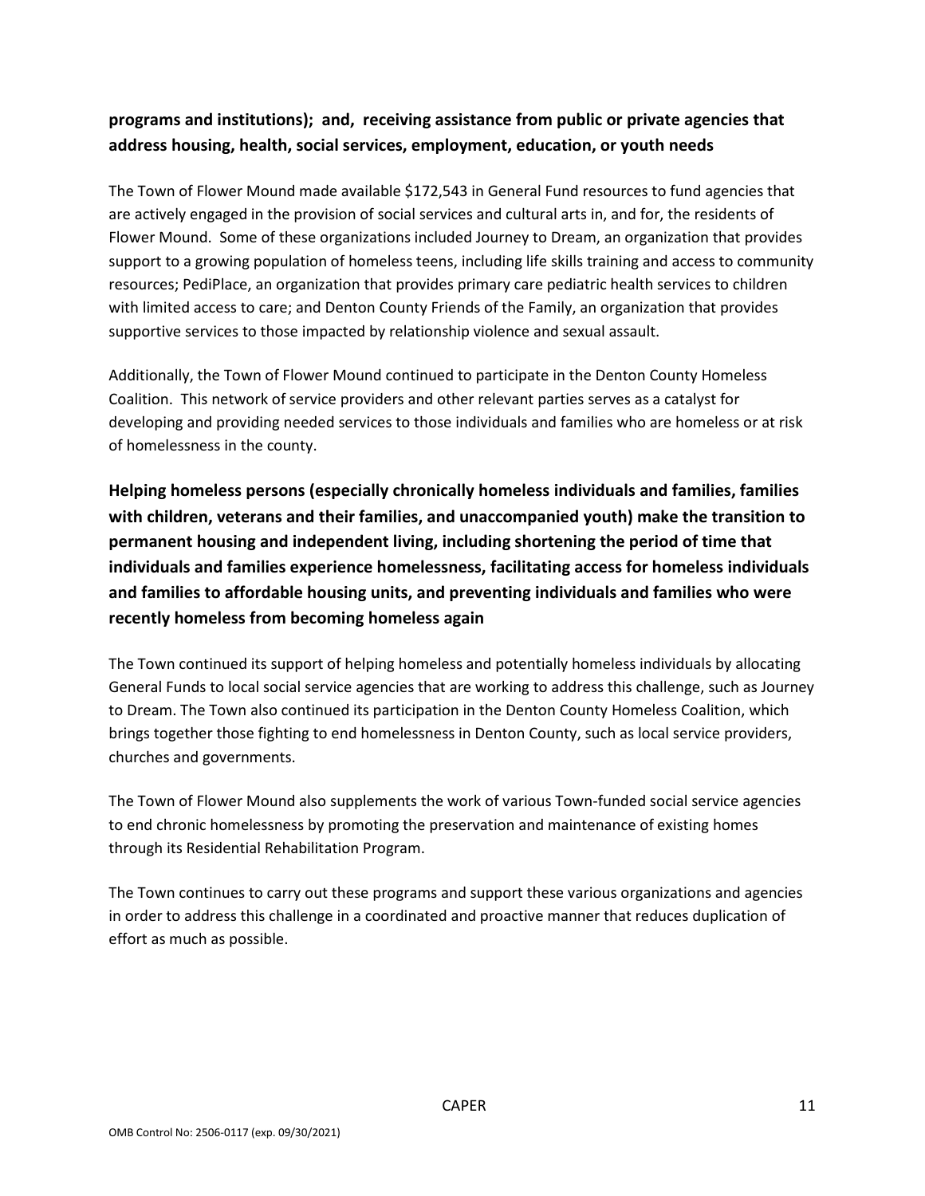**programs and institutions); and, receiving assistance from public or private agencies that address housing, health, social services, employment, education, or youth needs**

The Town of Flower Mound made available $172,543 in General Fund resources to fund agencies that are actively engaged in the provision of social services and cultural arts in, and for, the residents of Flower Mound. Some of these organizations included Journey to Dream, an organization that provides support to a growing population of homeless teens, including life skills training and access to community resources; PediPlace, an organization that provides primary care pediatric health services to children with limited access to care; and Denton County Friends of the Family, an organization that provides supportive services to those impacted by relationship violence and sexual assault.

Additionally, the Town of Flower Mound continued to participate in the Denton County Homeless Coalition. This network of service providers and other relevant parties serves as a catalyst for developing and providing needed services to those individuals and families who are homeless or at risk of homelessness in the county.

## Helping homeless persons (especially chronically homeless individuals and families, families with children, veterans and their families, and unaccompanied youth) make the transition to permanent housing and independent living, including shortening the period of time that individuals and families experience homelessness, facilitating access for homeless individuals and families to affordable housing units, and preventing individuals and families who were recently homeless from becoming homeless again

The Town continued its support of helping homeless and potentially homeless individuals by allocating General Funds to local social service agencies that are working to address this challenge, such as Journey to Dream. The Town also continued its participation in the Denton County Homeless Coalition, which brings together those fighting to end homelessness in Denton County, such as local service providers, churches and governments.

The Town of Flower Mound also supplements the work of various Town-funded social service agencies to end chronic homelessness by promoting the preservation and maintenance of existing homes through its Residential Rehabilitation Program.

The Town continues to carry out these programs and support these various organizations and agencies in order to address this challenge in a coordinated and proactive manner that reduces duplication of effort as much as possible.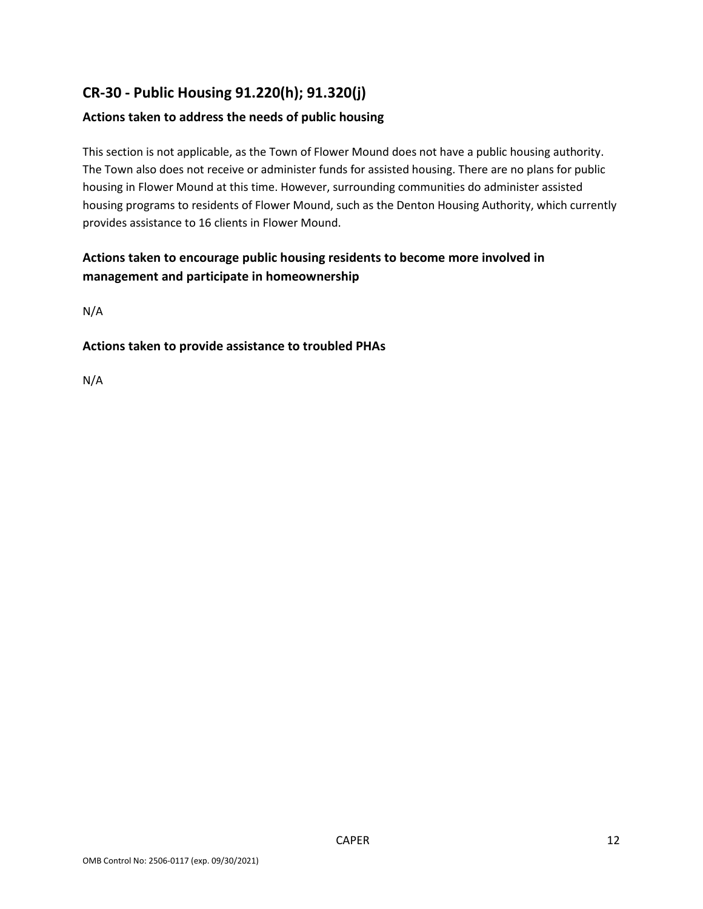## CR-30 - Public Housing 91.220(h); 91.320(j)

### Actions taken to address the needs of public housing

This section is not applicable, as the Town of Flower Mound does not have a public housing authority. The Town also does not receive or administer funds for assisted housing. There are no plans for public housing in Flower Mound at this time. However, surrounding communities do administer assisted housing programs to residents of Flower Mound, such as the Denton Housing Authority, which currently provides assistance to 16 clients in Flower Mound.

### Actions taken to encourage public housing residents to become more involved in management and participate in homeownership

N/A

### Actions taken to provide assistance to troubled PHAs

N/A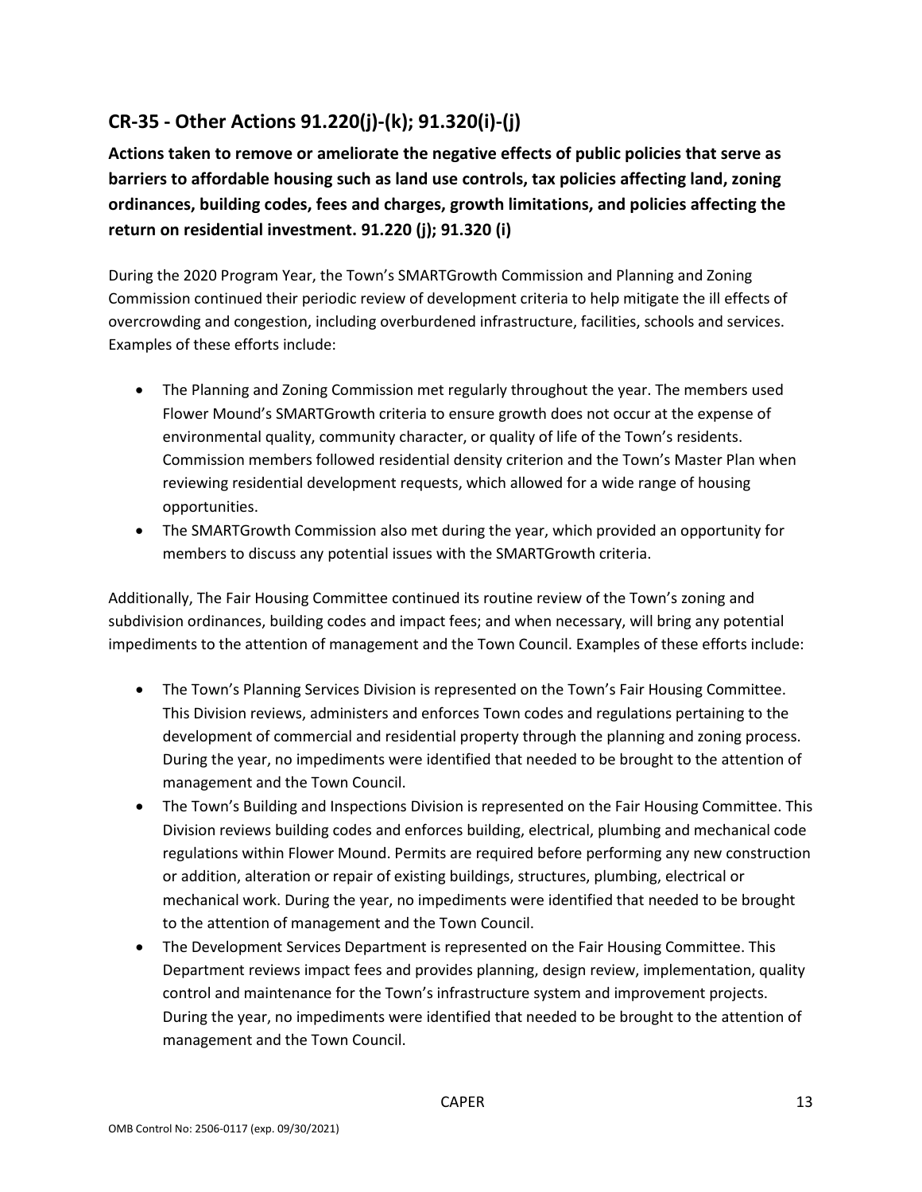## CR-35 - Other Actions 91.220(j)-(k); 91.320(i)-(j)

**Actions taken to remove or ameliorate the negative effects of public policies that serve as barriers to affordable housing such as land use controls, tax policies affecting land, zoning ordinances, building codes, fees and charges, growth limitations, and policies affecting the return on residential investment. 91.220 (j); 91.320 (i)**

During the 2020 Program Year, the Town's SMARTGrowth Commission and Planning and Zoning Commission continued their periodic review of development criteria to help mitigate the ill effects of overcrowding and congestion, including overburdened infrastructure, facilities, schools and services. Examples of these efforts include:

- The Planning and Zoning Commission met regularly throughout the year. The members used Flower Mound's SMARTGrowth criteria to ensure growth does not occur at the expense of environmental quality, community character, or quality of life of the Town's residents. Commission members followed residential density criterion and the Town's Master Plan when reviewing residential development requests, which allowed for a wide range of housing opportunities.
- The SMARTGrowth Commission also met during the year, which provided an opportunity for members to discuss any potential issues with the SMARTGrowth criteria.

Additionally, The Fair Housing Committee continued its routine review of the Town's zoning and subdivision ordinances, building codes and impact fees; and when necessary, will bring any potential impediments to the attention of management and the Town Council. Examples of these efforts include:

- The Town's Planning Services Division is represented on the Town's Fair Housing Committee. This Division reviews, administers and enforces Town codes and regulations pertaining to the development of commercial and residential property through the planning and zoning process. During the year, no impediments were identified that needed to be brought to the attention of management and the Town Council.
- The Town's Building and Inspections Division is represented on the Fair Housing Committee. This Division reviews building codes and enforces building, electrical, plumbing and mechanical code regulations within Flower Mound. Permits are required before performing any new construction or addition, alteration or repair of existing buildings, structures, plumbing, electrical or mechanical work. During the year, no impediments were identified that needed to be brought to the attention of management and the Town Council.
- The Development Services Department is represented on the Fair Housing Committee. This Department reviews impact fees and provides planning, design review, implementation, quality control and maintenance for the Town's infrastructure system and improvement projects. During the year, no impediments were identified that needed to be brought to the attention of management and the Town Council.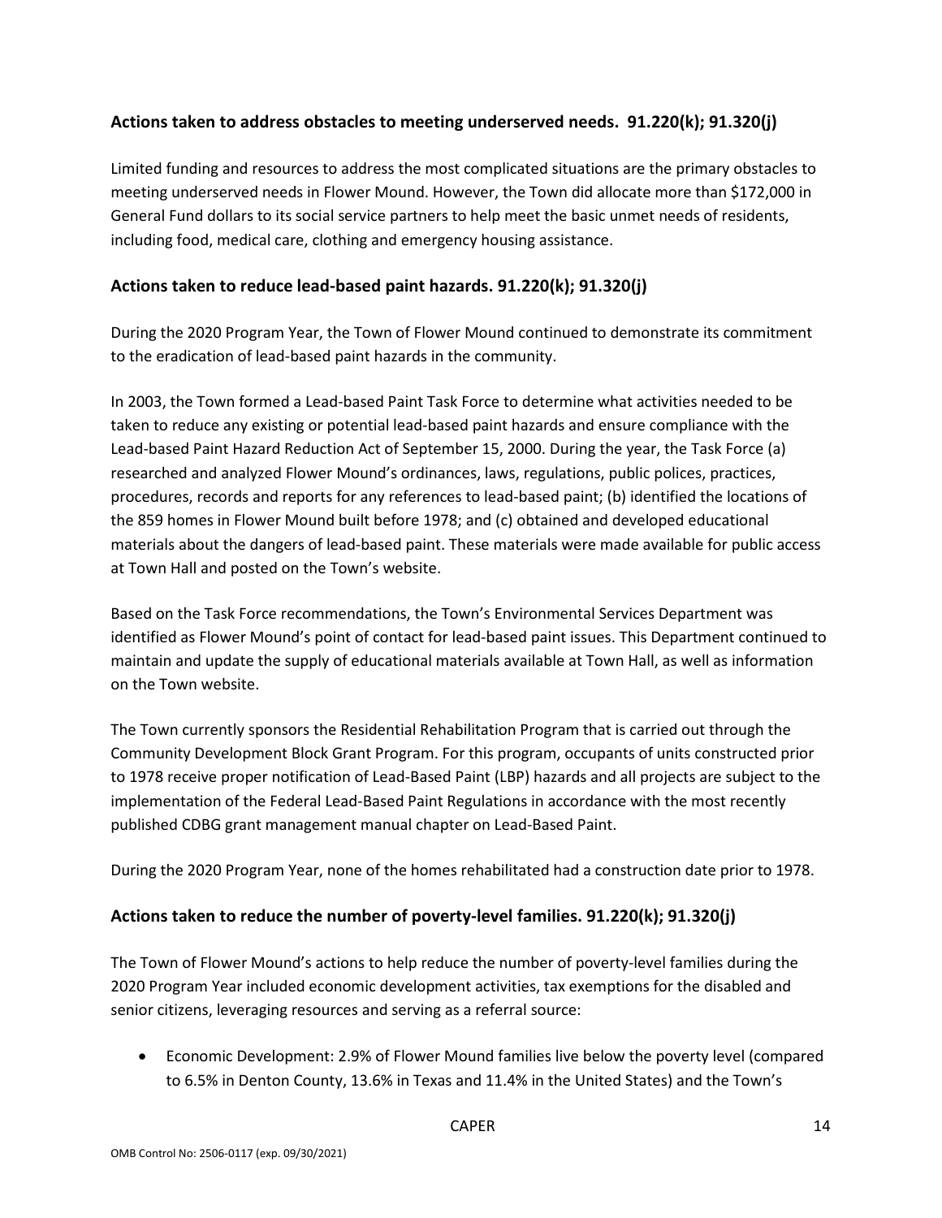## Actions taken to address obstacles to meeting underserved needs. 91.220(k); 91.320(j)

Limited funding and resources to address the most complicated situations are the primary obstacles to meeting underserved needs in Flower Mound. However, the Town did allocate more than $172,000 in General Fund dollars to its social service partners to help meet the basic unmet needs of residents, including food, medical care, clothing and emergency housing assistance.

## Actions taken to reduce lead-based paint hazards. 91.220(k); 91.320(j)

During the 2020 Program Year, the Town of Flower Mound continued to demonstrate its commitment to the eradication of lead-based paint hazards in the community.

In 2003, the Town formed a Lead-based Paint Task Force to determine what activities needed to be taken to reduce any existing or potential lead-based paint hazards and ensure compliance with the Lead-based Paint Hazard Reduction Act of September 15, 2000. During the year, the Task Force (a) researched and analyzed Flower Mound's ordinances, laws, regulations, public polices, practices, procedures, records and reports for any references to lead-based paint; (b) identified the locations of the 859 homes in Flower Mound built before 1978; and (c) obtained and developed educational materials about the dangers of lead-based paint. These materials were made available for public access at Town Hall and posted on the Town's website.

Based on the Task Force recommendations, the Town's Environmental Services Department was identified as Flower Mound's point of contact for lead-based paint issues. This Department continued to maintain and update the supply of educational materials available at Town Hall, as well as information on the Town website.

The Town currently sponsors the Residential Rehabilitation Program that is carried out through the Community Development Block Grant Program. For this program, occupants of units constructed prior to 1978 receive proper notification of Lead-Based Paint (LBP) hazards and all projects are subject to the implementation of the Federal Lead-Based Paint Regulations in accordance with the most recently published CDBG grant management manual chapter on Lead-Based Paint.

During the 2020 Program Year, none of the homes rehabilitated had a construction date prior to 1978.

## Actions taken to reduce the number of poverty-level families. 91.220(k); 91.320(j)

The Town of Flower Mound's actions to help reduce the number of poverty-level families during the 2020 Program Year included economic development activities, tax exemptions for the disabled and senior citizens, leveraging resources and serving as a referral source:

- Economic Development: 2.9% of Flower Mound families live below the poverty level (compared to 6.5% in Denton County, 13.6% in Texas and 11.4% in the United States) and the Town's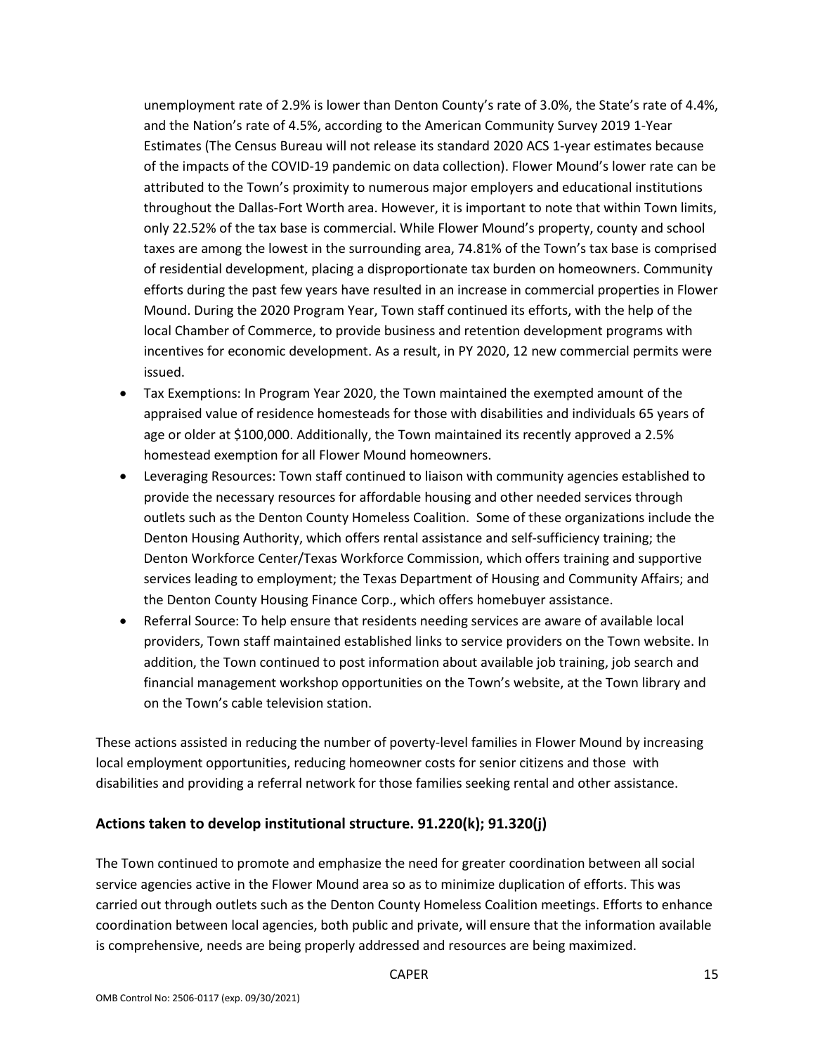unemployment rate of 2.9% is lower than Denton County's rate of 3.0%, the State's rate of 4.4%, and the Nation's rate of 4.5%, according to the American Community Survey 2019 1-Year Estimates (The Census Bureau will not release its standard 2020 ACS 1-year estimates because of the impacts of the COVID-19 pandemic on data collection). Flower Mound's lower rate can be attributed to the Town's proximity to numerous major employers and educational institutions throughout the Dallas-Fort Worth area. However, it is important to note that within Town limits, only 22.52% of the tax base is commercial. While Flower Mound's property, county and school taxes are among the lowest in the surrounding area, 74.81% of the Town's tax base is comprised of residential development, placing a disproportionate tax burden on homeowners. Community efforts during the past few years have resulted in an increase in commercial properties in Flower Mound. During the 2020 Program Year, Town staff continued its efforts, with the help of the local Chamber of Commerce, to provide business and retention development programs with incentives for economic development. As a result, in PY 2020, 12 new commercial permits were issued.

- Tax Exemptions: In Program Year 2020, the Town maintained the exempted amount of the appraised value of residence homesteads for those with disabilities and individuals 65 years of age or older at $100,000. Additionally, the Town maintained its recently approved a 2.5% homestead exemption for all Flower Mound homeowners.
- Leveraging Resources: Town staff continued to liaison with community agencies established to provide the necessary resources for affordable housing and other needed services through outlets such as the Denton County Homeless Coalition. Some of these organizations include the Denton Housing Authority, which offers rental assistance and self-sufficiency training; the Denton Workforce Center/Texas Workforce Commission, which offers training and supportive services leading to employment; the Texas Department of Housing and Community Affairs; and the Denton County Housing Finance Corp., which offers homebuyer assistance.
- Referral Source: To help ensure that residents needing services are aware of available local providers, Town staff maintained established links to service providers on the Town website. In addition, the Town continued to post information about available job training, job search and financial management workshop opportunities on the Town's website, at the Town library and on the Town's cable television station.

These actions assisted in reducing the number of poverty-level families in Flower Mound by increasing local employment opportunities, reducing homeowner costs for senior citizens and those with disabilities and providing a referral network for those families seeking rental and other assistance.

### Actions taken to develop institutional structure. 91.220(k); 91.320(j)

The Town continued to promote and emphasize the need for greater coordination between all social service agencies active in the Flower Mound area so as to minimize duplication of efforts. This was carried out through outlets such as the Denton County Homeless Coalition meetings. Efforts to enhance coordination between local agencies, both public and private, will ensure that the information available is comprehensive, needs are being properly addressed and resources are being maximized.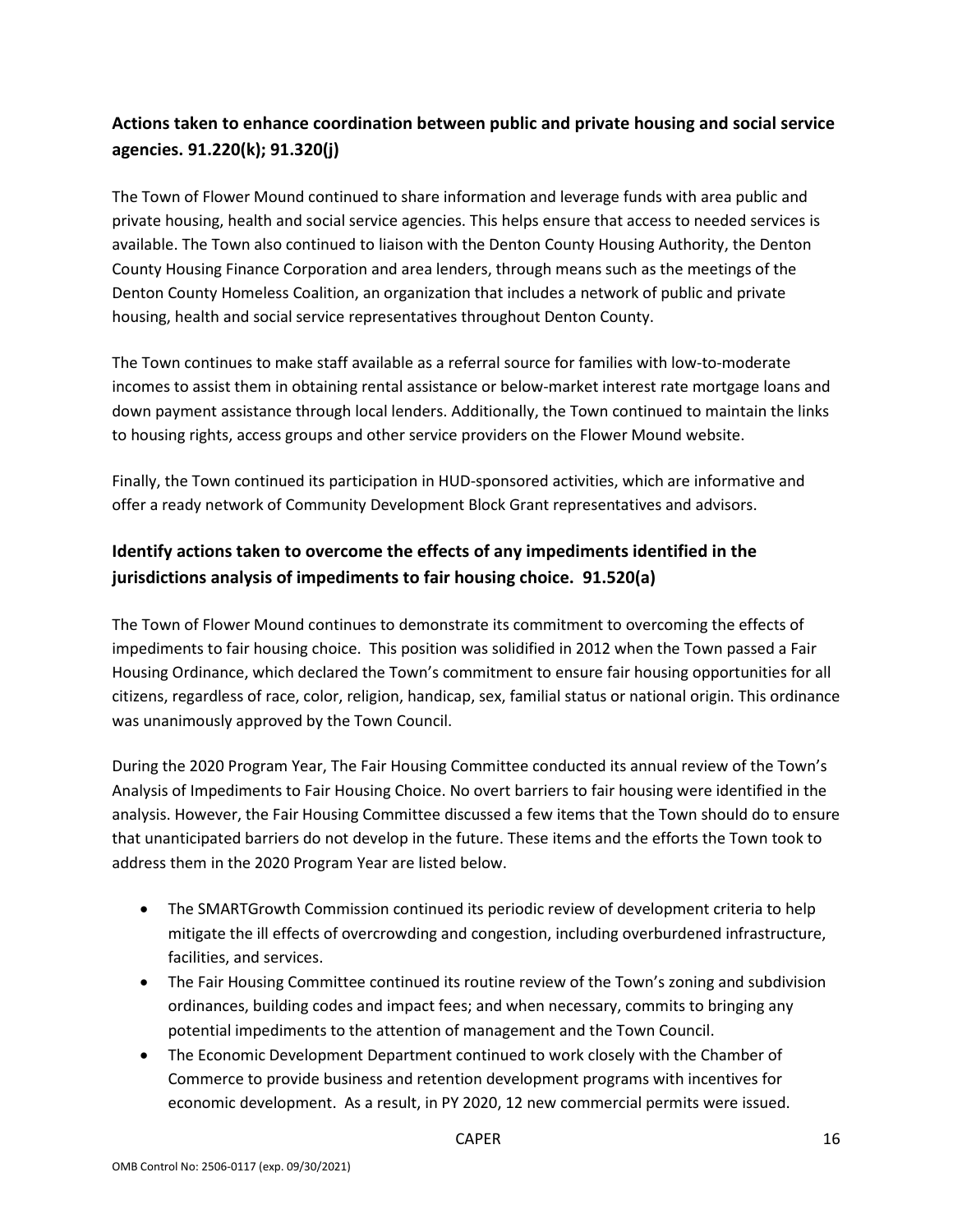## Actions taken to enhance coordination between public and private housing and social service agencies. 91.220(k); 91.320(j)

The Town of Flower Mound continued to share information and leverage funds with area public and private housing, health and social service agencies. This helps ensure that access to needed services is available. The Town also continued to liaison with the Denton County Housing Authority, the Denton County Housing Finance Corporation and area lenders, through means such as the meetings of the Denton County Homeless Coalition, an organization that includes a network of public and private housing, health and social service representatives throughout Denton County.

The Town continues to make staff available as a referral source for families with low-to-moderate incomes to assist them in obtaining rental assistance or below-market interest rate mortgage loans and down payment assistance through local lenders. Additionally, the Town continued to maintain the links to housing rights, access groups and other service providers on the Flower Mound website.

Finally, the Town continued its participation in HUD-sponsored activities, which are informative and offer a ready network of Community Development Block Grant representatives and advisors.

## Identify actions taken to overcome the effects of any impediments identified in the jurisdictions analysis of impediments to fair housing choice. 91.520(a)

The Town of Flower Mound continues to demonstrate its commitment to overcoming the effects of impediments to fair housing choice. This position was solidified in 2012 when the Town passed a Fair Housing Ordinance, which declared the Town's commitment to ensure fair housing opportunities for all citizens, regardless of race, color, religion, handicap, sex, familial status or national origin. This ordinance was unanimously approved by the Town Council.

During the 2020 Program Year, The Fair Housing Committee conducted its annual review of the Town's Analysis of Impediments to Fair Housing Choice. No overt barriers to fair housing were identified in the analysis. However, the Fair Housing Committee discussed a few items that the Town should do to ensure that unanticipated barriers do not develop in the future. These items and the efforts the Town took to address them in the 2020 Program Year are listed below.

- The SMARTGrowth Commission continued its periodic review of development criteria to help mitigate the ill effects of overcrowding and congestion, including overburdened infrastructure, facilities, and services.
- The Fair Housing Committee continued its routine review of the Town's zoning and subdivision ordinances, building codes and impact fees; and when necessary, commits to bringing any potential impediments to the attention of management and the Town Council.
- The Economic Development Department continued to work closely with the Chamber of Commerce to provide business and retention development programs with incentives for economic development. As a result, in PY 2020, 12 new commercial permits were issued.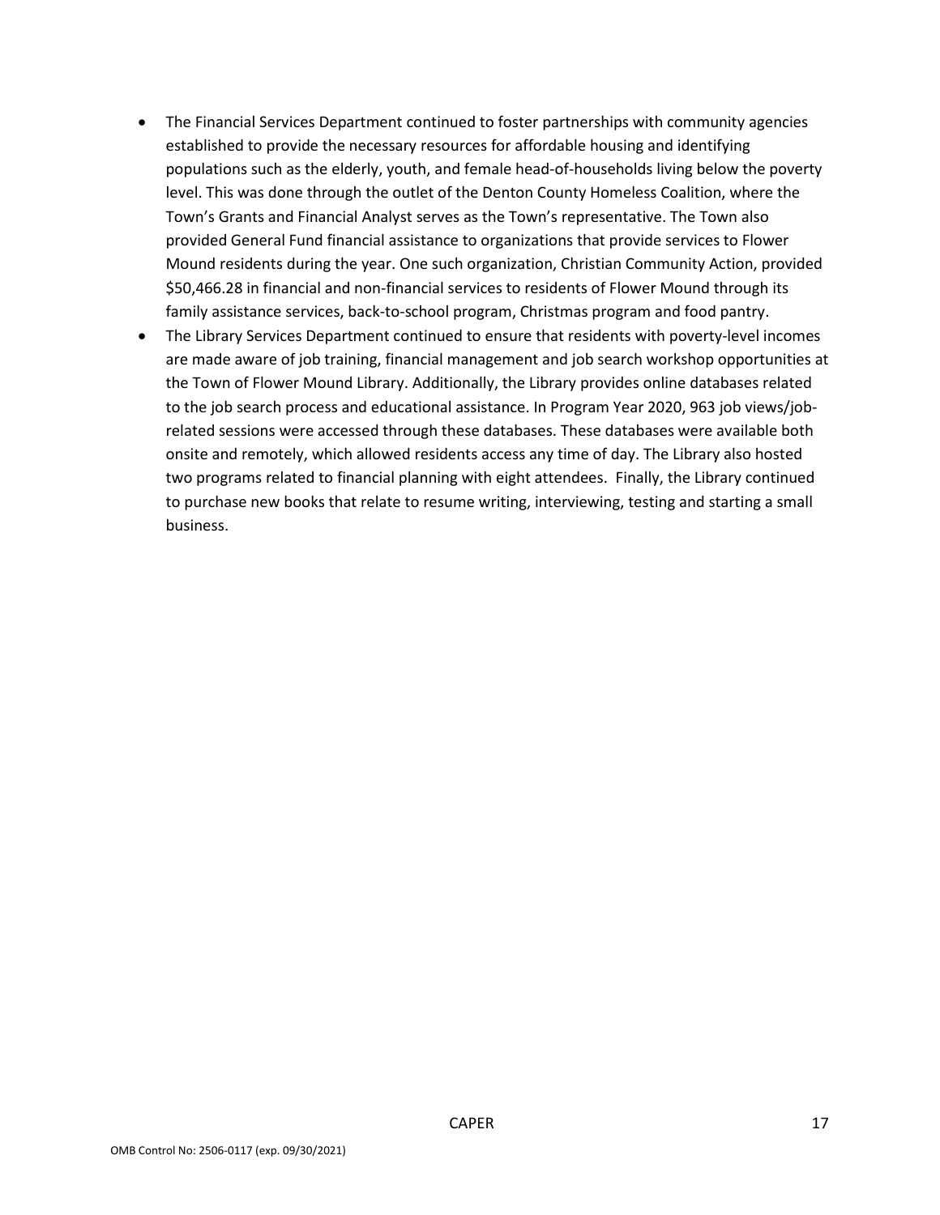- The Financial Services Department continued to foster partnerships with community agencies established to provide the necessary resources for affordable housing and identifying populations such as the elderly, youth, and female head-of-households living below the poverty level. This was done through the outlet of the Denton County Homeless Coalition, where the Town's Grants and Financial Analyst serves as the Town's representative. The Town also provided General Fund financial assistance to organizations that provide services to Flower Mound residents during the year. One such organization, Christian Community Action, provided $50,466.28 in financial and non-financial services to residents of Flower Mound through its family assistance services, back-to-school program, Christmas program and food pantry.
- The Library Services Department continued to ensure that residents with poverty-level incomes are made aware of job training, financial management and job search workshop opportunities at the Town of Flower Mound Library. Additionally, the Library provides online databases related to the job search process and educational assistance. In Program Year 2020, 963 job views/job-related sessions were accessed through these databases. These databases were available both onsite and remotely, which allowed residents access any time of day. The Library also hosted two programs related to financial planning with eight attendees. Finally, the Library continued to purchase new books that relate to resume writing, interviewing, testing and starting a small business.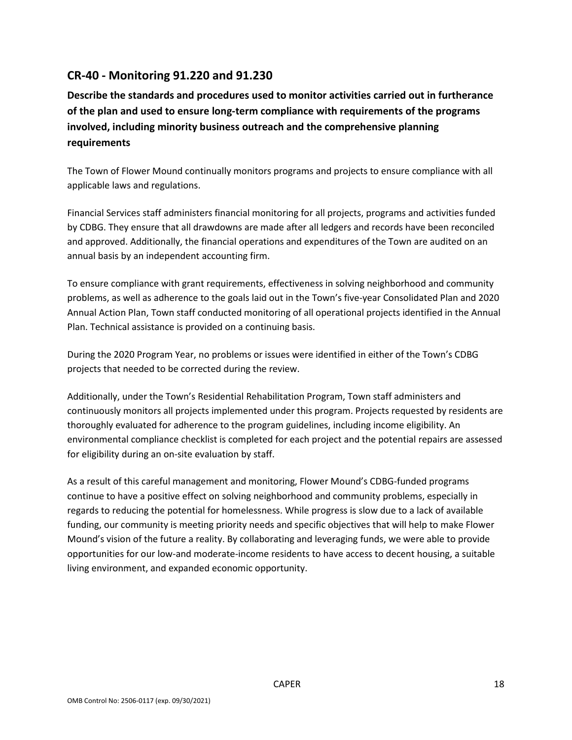## CR-40 - Monitoring 91.220 and 91.230

**Describe the standards and procedures used to monitor activities carried out in furtherance of the plan and used to ensure long-term compliance with requirements of the programs involved, including minority business outreach and the comprehensive planning requirements**

The Town of Flower Mound continually monitors programs and projects to ensure compliance with all applicable laws and regulations.

Financial Services staff administers financial monitoring for all projects, programs and activities funded by CDBG. They ensure that all drawdowns are made after all ledgers and records have been reconciled and approved. Additionally, the financial operations and expenditures of the Town are audited on an annual basis by an independent accounting firm.

To ensure compliance with grant requirements, effectiveness in solving neighborhood and community problems, as well as adherence to the goals laid out in the Town's five-year Consolidated Plan and 2020 Annual Action Plan, Town staff conducted monitoring of all operational projects identified in the Annual Plan. Technical assistance is provided on a continuing basis.

During the 2020 Program Year, no problems or issues were identified in either of the Town's CDBG projects that needed to be corrected during the review.

Additionally, under the Town's Residential Rehabilitation Program, Town staff administers and continuously monitors all projects implemented under this program. Projects requested by residents are thoroughly evaluated for adherence to the program guidelines, including income eligibility. An environmental compliance checklist is completed for each project and the potential repairs are assessed for eligibility during an on-site evaluation by staff.

As a result of this careful management and monitoring, Flower Mound's CDBG-funded programs continue to have a positive effect on solving neighborhood and community problems, especially in regards to reducing the potential for homelessness. While progress is slow due to a lack of available funding, our community is meeting priority needs and specific objectives that will help to make Flower Mound's vision of the future a reality. By collaborating and leveraging funds, we were able to provide opportunities for our low-and moderate-income residents to have access to decent housing, a suitable living environment, and expanded economic opportunity.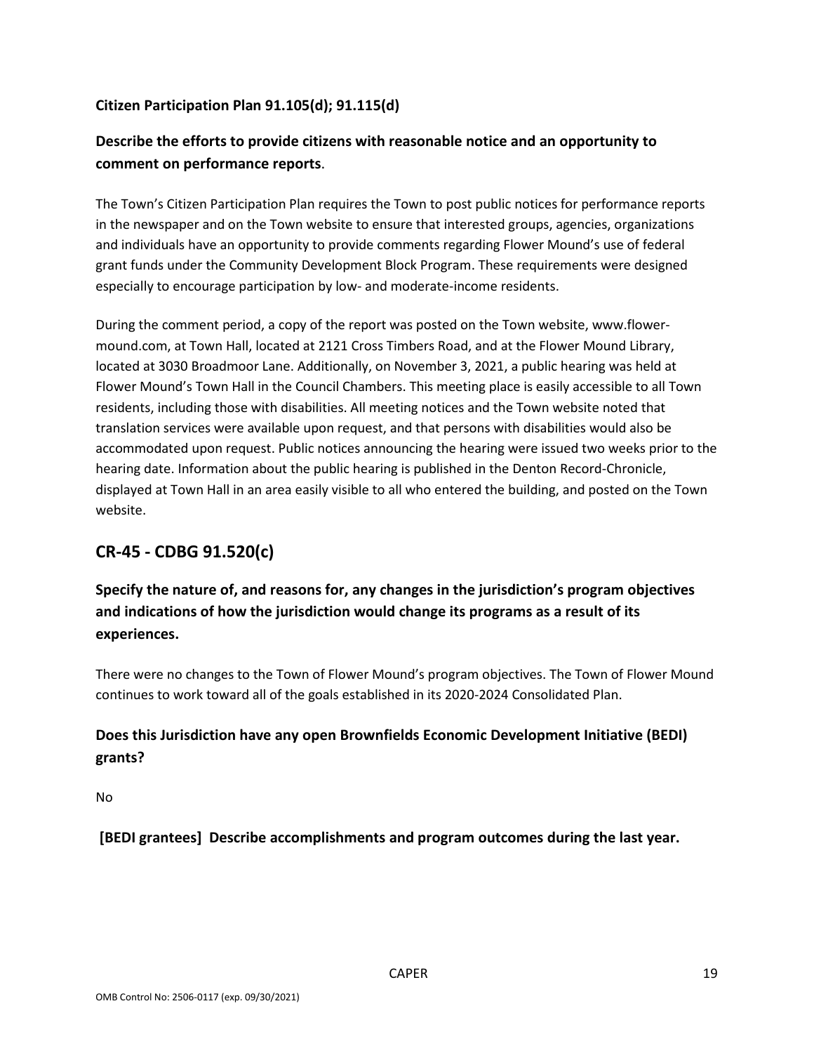### Citizen Participation Plan 91.105(d); 91.115(d)

### Describe the efforts to provide citizens with reasonable notice and an opportunity to comment on performance reports.

The Town's Citizen Participation Plan requires the Town to post public notices for performance reports in the newspaper and on the Town website to ensure that interested groups, agencies, organizations and individuals have an opportunity to provide comments regarding Flower Mound's use of federal grant funds under the Community Development Block Program. These requirements were designed especially to encourage participation by low- and moderate-income residents.

During the comment period, a copy of the report was posted on the Town website, www.flower-mound.com, at Town Hall, located at 2121 Cross Timbers Road, and at the Flower Mound Library, located at 3030 Broadmoor Lane. Additionally, on November 3, 2021, a public hearing was held at Flower Mound's Town Hall in the Council Chambers. This meeting place is easily accessible to all Town residents, including those with disabilities. All meeting notices and the Town website noted that translation services were available upon request, and that persons with disabilities would also be accommodated upon request. Public notices announcing the hearing were issued two weeks prior to the hearing date. Information about the public hearing is published in the Denton Record-Chronicle, displayed at Town Hall in an area easily visible to all who entered the building, and posted on the Town website.

## CR-45 - CDBG 91.520(c)

### Specify the nature of, and reasons for, any changes in the jurisdiction's program objectives and indications of how the jurisdiction would change its programs as a result of its experiences.

There were no changes to the Town of Flower Mound's program objectives. The Town of Flower Mound continues to work toward all of the goals established in its 2020-2024 Consolidated Plan.

### Does this Jurisdiction have any open Brownfields Economic Development Initiative (BEDI) grants?

No

### [BEDI grantees] Describe accomplishments and program outcomes during the last year.